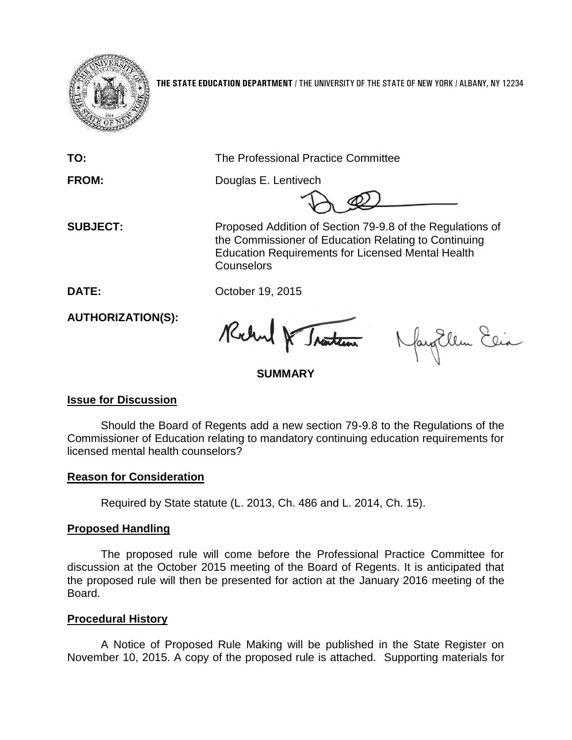**THE STATE EDUCATION DEPARTMENT** / THE UNIVERSITY OF THE STATE OF NEW YORK / ALBANY, NY 12234

**TO:** The Professional Practice Committee

**FROM:** Douglas E. Lentivech

**SUBJECT:** Proposed Addition of Section 79-9.8 of the Regulations of the Commissioner of Education Relating to Continuing Education Requirements for Licensed Mental Health Counselors

**DATE:** October 19, 2015

**AUTHORIZATION(S):**

**SUMMARY**

**Issue for Discussion**

Should the Board of Regents add a new section 79-9.8 to the Regulations of the Commissioner of Education relating to mandatory continuing education requirements for licensed mental health counselors?

**Reason for Consideration**

Required by State statute (L. 2013, Ch. 486 and L. 2014, Ch. 15).

**Proposed Handling**

The proposed rule will come before the Professional Practice Committee for discussion at the October 2015 meeting of the Board of Regents. It is anticipated that the proposed rule will then be presented for action at the January 2016 meeting of the Board.

**Procedural History**

A Notice of Proposed Rule Making will be published in the State Register on November 10, 2015. A copy of the proposed rule is attached. Supporting materials for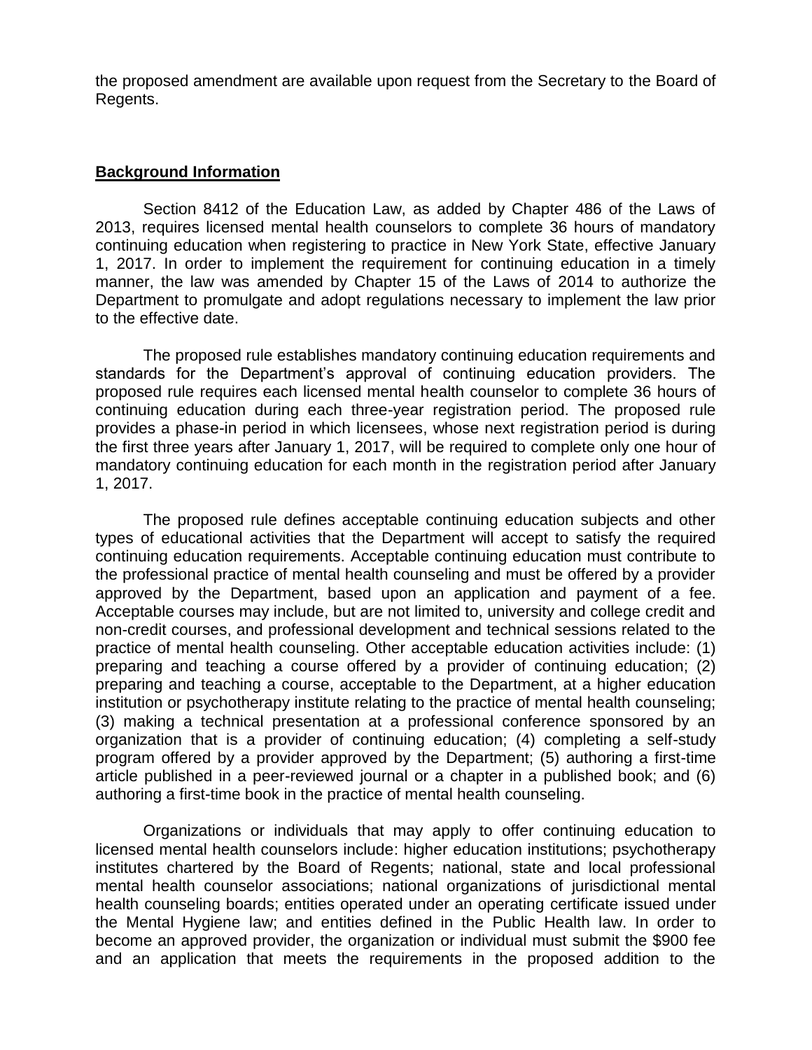the proposed amendment are available upon request from the Secretary to the Board of Regents.

## Background Information

Section 8412 of the Education Law, as added by Chapter 486 of the Laws of 2013, requires licensed mental health counselors to complete 36 hours of mandatory continuing education when registering to practice in New York State, effective January 1, 2017. In order to implement the requirement for continuing education in a timely manner, the law was amended by Chapter 15 of the Laws of 2014 to authorize the Department to promulgate and adopt regulations necessary to implement the law prior to the effective date.

The proposed rule establishes mandatory continuing education requirements and standards for the Department's approval of continuing education providers. The proposed rule requires each licensed mental health counselor to complete 36 hours of continuing education during each three-year registration period. The proposed rule provides a phase-in period in which licensees, whose next registration period is during the first three years after January 1, 2017, will be required to complete only one hour of mandatory continuing education for each month in the registration period after January 1, 2017.

The proposed rule defines acceptable continuing education subjects and other types of educational activities that the Department will accept to satisfy the required continuing education requirements. Acceptable continuing education must contribute to the professional practice of mental health counseling and must be offered by a provider approved by the Department, based upon an application and payment of a fee. Acceptable courses may include, but are not limited to, university and college credit and non-credit courses, and professional development and technical sessions related to the practice of mental health counseling. Other acceptable education activities include: (1) preparing and teaching a course offered by a provider of continuing education; (2) preparing and teaching a course, acceptable to the Department, at a higher education institution or psychotherapy institute relating to the practice of mental health counseling; (3) making a technical presentation at a professional conference sponsored by an organization that is a provider of continuing education; (4) completing a self-study program offered by a provider approved by the Department; (5) authoring a first-time article published in a peer-reviewed journal or a chapter in a published book; and (6) authoring a first-time book in the practice of mental health counseling.

Organizations or individuals that may apply to offer continuing education to licensed mental health counselors include: higher education institutions; psychotherapy institutes chartered by the Board of Regents; national, state and local professional mental health counselor associations; national organizations of jurisdictional mental health counseling boards; entities operated under an operating certificate issued under the Mental Hygiene law; and entities defined in the Public Health law. In order to become an approved provider, the organization or individual must submit the $900 fee and an application that meets the requirements in the proposed addition to the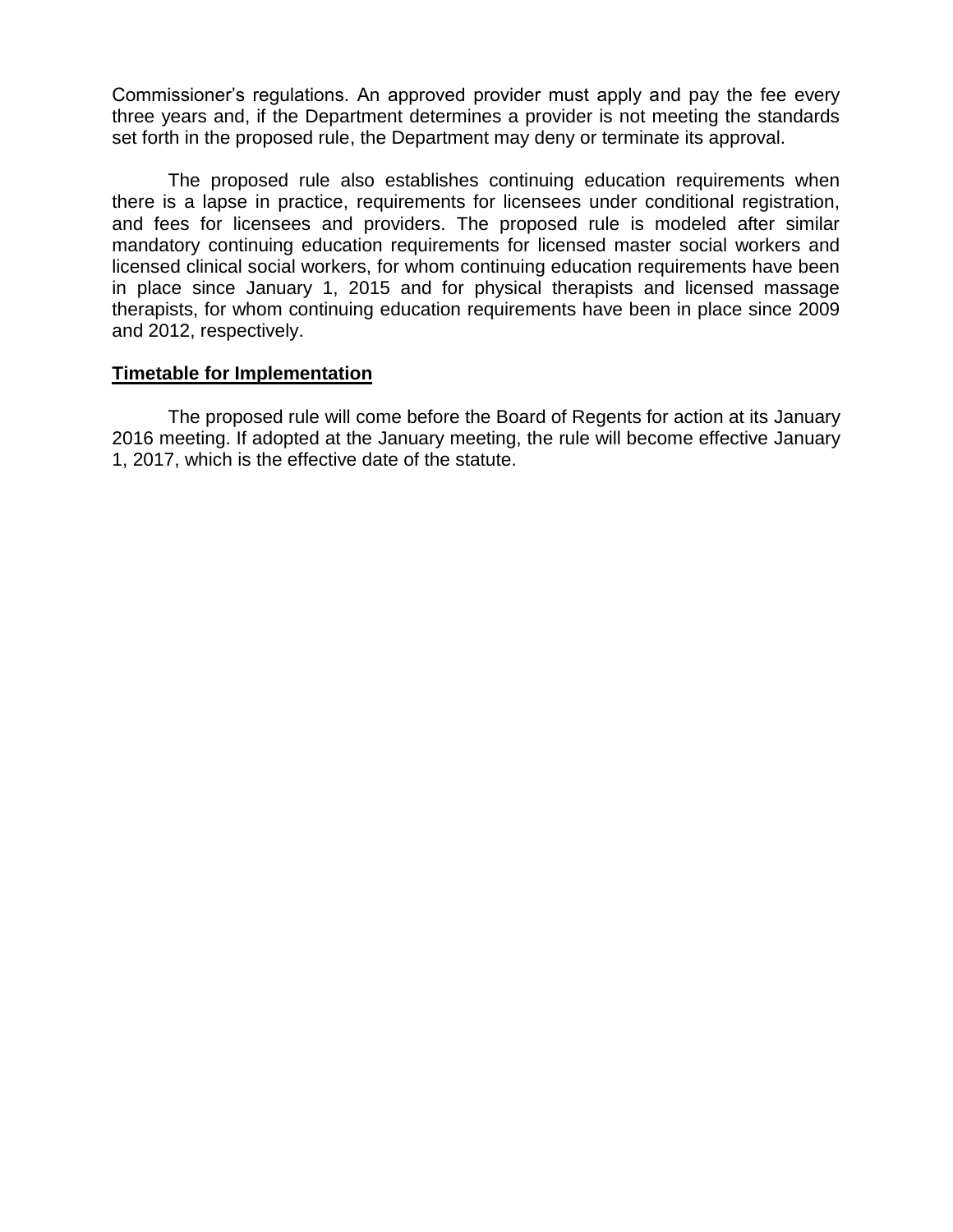Commissioner’s regulations. An approved provider must apply and pay the fee every three years and, if the Department determines a provider is not meeting the standards set forth in the proposed rule, the Department may deny or terminate its approval.

The proposed rule also establishes continuing education requirements when there is a lapse in practice, requirements for licensees under conditional registration, and fees for licensees and providers. The proposed rule is modeled after similar mandatory continuing education requirements for licensed master social workers and licensed clinical social workers, for whom continuing education requirements have been in place since January 1, 2015 and for physical therapists and licensed massage therapists, for whom continuing education requirements have been in place since 2009 and 2012, respectively.

## Timetable for Implementation

The proposed rule will come before the Board of Regents for action at its January 2016 meeting. If adopted at the January meeting, the rule will become effective January 1, 2017, which is the effective date of the statute.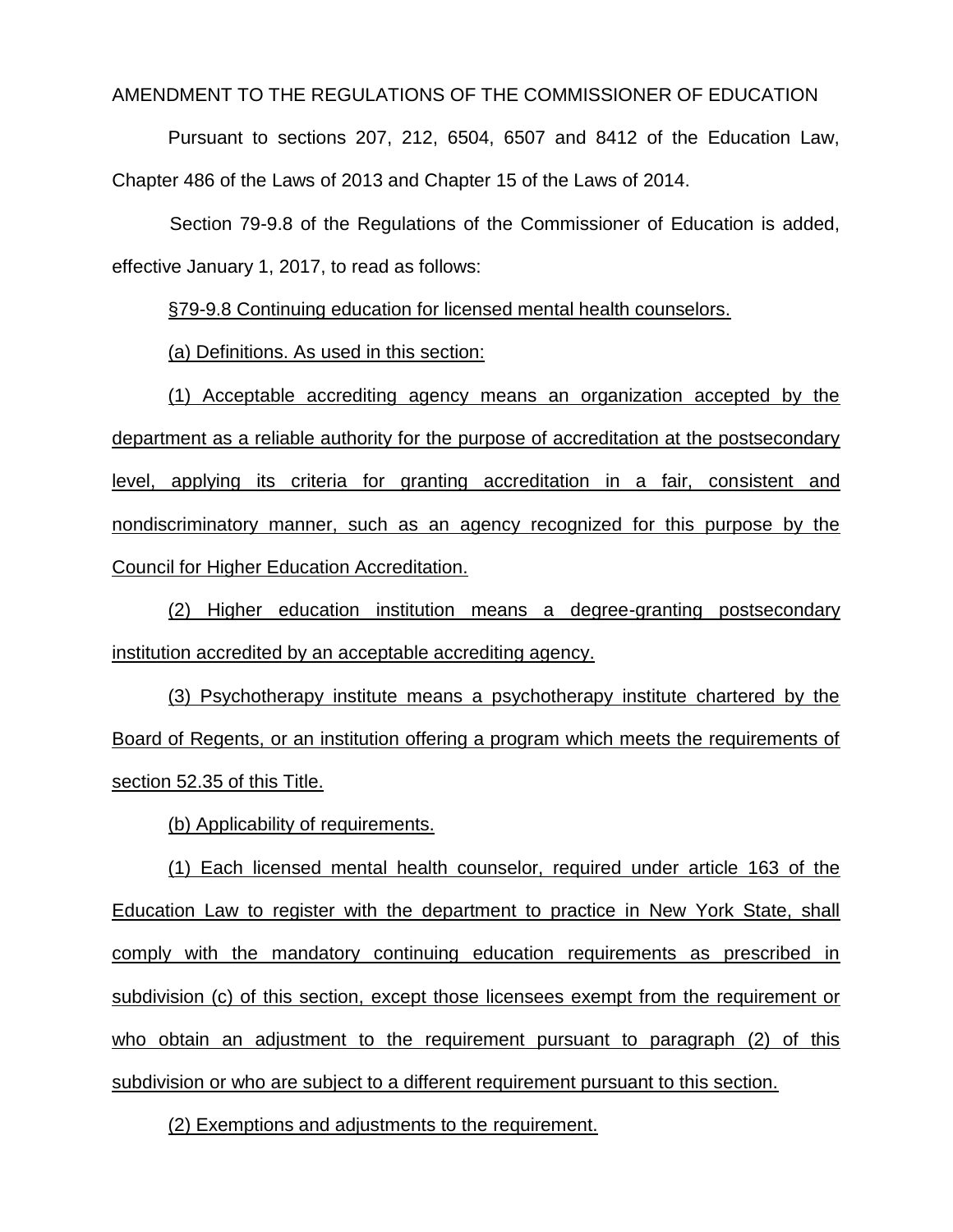AMENDMENT TO THE REGULATIONS OF THE COMMISSIONER OF EDUCATION

Pursuant to sections 207, 212, 6504, 6507 and 8412 of the Education Law, Chapter 486 of the Laws of 2013 and Chapter 15 of the Laws of 2014.

Section 79-9.8 of the Regulations of the Commissioner of Education is added, effective January 1, 2017, to read as follows:

§79-9.8 Continuing education for licensed mental health counselors.

(a) Definitions. As used in this section:

(1) Acceptable accrediting agency means an organization accepted by the department as a reliable authority for the purpose of accreditation at the postsecondary level, applying its criteria for granting accreditation in a fair, consistent and nondiscriminatory manner, such as an agency recognized for this purpose by the Council for Higher Education Accreditation.

(2) Higher education institution means a degree-granting postsecondary institution accredited by an acceptable accrediting agency.

(3) Psychotherapy institute means a psychotherapy institute chartered by the Board of Regents, or an institution offering a program which meets the requirements of section 52.35 of this Title.

(b) Applicability of requirements.

(1) Each licensed mental health counselor, required under article 163 of the Education Law to register with the department to practice in New York State, shall comply with the mandatory continuing education requirements as prescribed in subdivision (c) of this section, except those licensees exempt from the requirement or who obtain an adjustment to the requirement pursuant to paragraph (2) of this subdivision or who are subject to a different requirement pursuant to this section.

(2) Exemptions and adjustments to the requirement.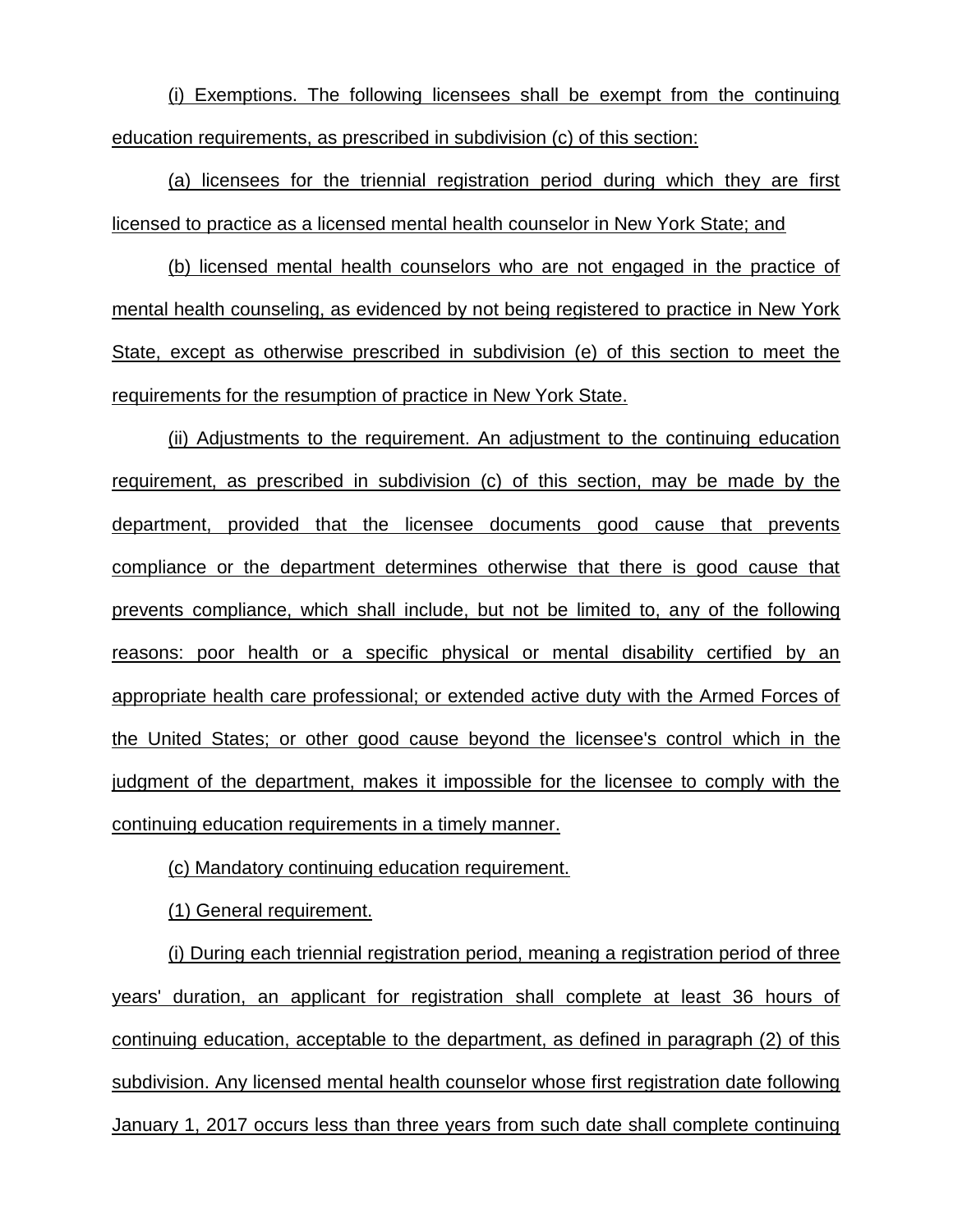(i) Exemptions. The following licensees shall be exempt from the continuing education requirements, as prescribed in subdivision (c) of this section:

(a) licensees for the triennial registration period during which they are first licensed to practice as a licensed mental health counselor in New York State; and

(b) licensed mental health counselors who are not engaged in the practice of mental health counseling, as evidenced by not being registered to practice in New York State, except as otherwise prescribed in subdivision (e) of this section to meet the requirements for the resumption of practice in New York State.

(ii) Adjustments to the requirement. An adjustment to the continuing education requirement, as prescribed in subdivision (c) of this section, may be made by the department, provided that the licensee documents good cause that prevents compliance or the department determines otherwise that there is good cause that prevents compliance, which shall include, but not be limited to, any of the following reasons: poor health or a specific physical or mental disability certified by an appropriate health care professional; or extended active duty with the Armed Forces of the United States; or other good cause beyond the licensee's control which in the judgment of the department, makes it impossible for the licensee to comply with the continuing education requirements in a timely manner.

(c) Mandatory continuing education requirement.

(1) General requirement.

(i) During each triennial registration period, meaning a registration period of three years' duration, an applicant for registration shall complete at least 36 hours of continuing education, acceptable to the department, as defined in paragraph (2) of this subdivision. Any licensed mental health counselor whose first registration date following January 1, 2017 occurs less than three years from such date shall complete continuing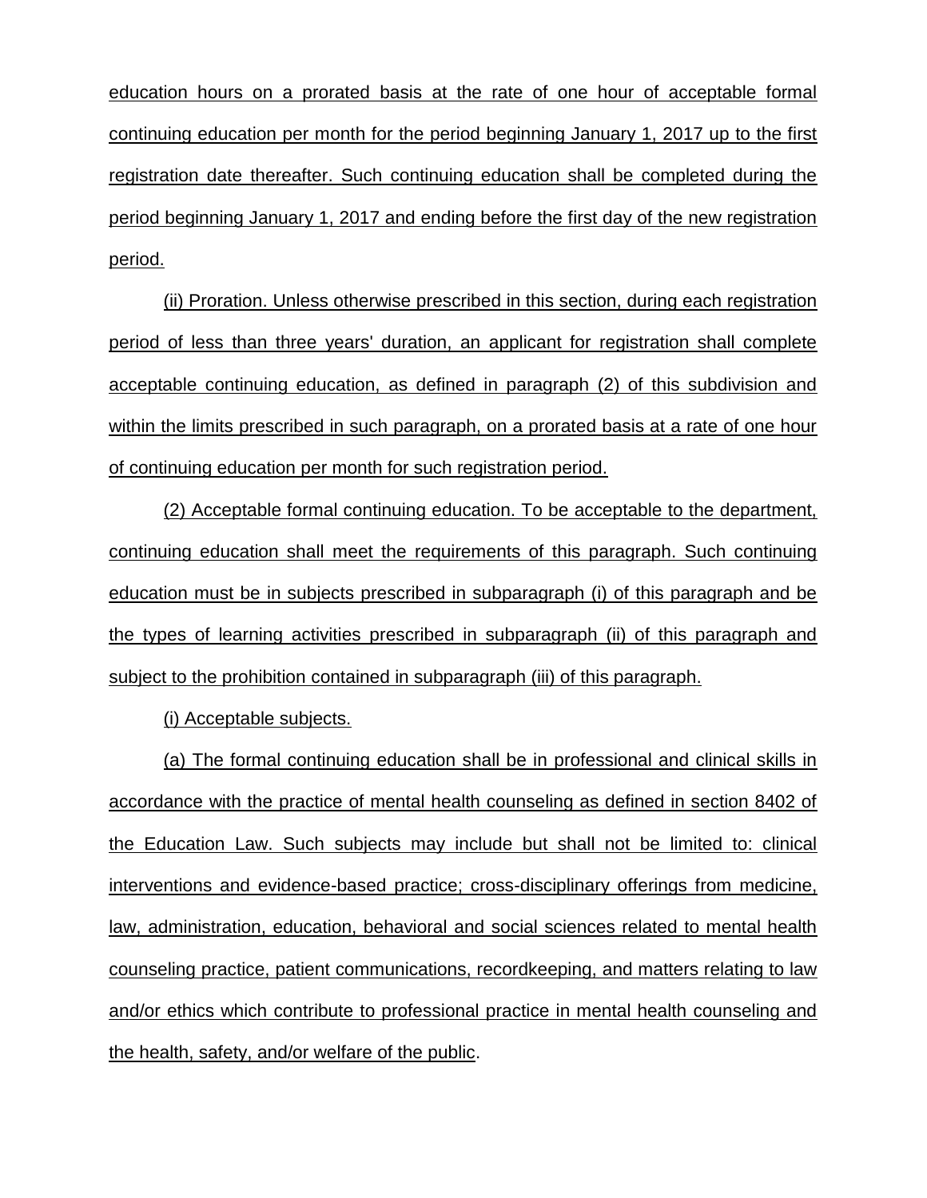education hours on a prorated basis at the rate of one hour of acceptable formal continuing education per month for the period beginning January 1, 2017 up to the first registration date thereafter. Such continuing education shall be completed during the period beginning January 1, 2017 and ending before the first day of the new registration period.

(ii) Proration. Unless otherwise prescribed in this section, during each registration period of less than three years' duration, an applicant for registration shall complete acceptable continuing education, as defined in paragraph (2) of this subdivision and within the limits prescribed in such paragraph, on a prorated basis at a rate of one hour of continuing education per month for such registration period.

(2) Acceptable formal continuing education. To be acceptable to the department, continuing education shall meet the requirements of this paragraph. Such continuing education must be in subjects prescribed in subparagraph (i) of this paragraph and be the types of learning activities prescribed in subparagraph (ii) of this paragraph and subject to the prohibition contained in subparagraph (iii) of this paragraph.

(i) Acceptable subjects.

(a) The formal continuing education shall be in professional and clinical skills in accordance with the practice of mental health counseling as defined in section 8402 of the Education Law. Such subjects may include but shall not be limited to: clinical interventions and evidence-based practice; cross-disciplinary offerings from medicine, law, administration, education, behavioral and social sciences related to mental health counseling practice, patient communications, recordkeeping, and matters relating to law and/or ethics which contribute to professional practice in mental health counseling and the health, safety, and/or welfare of the public.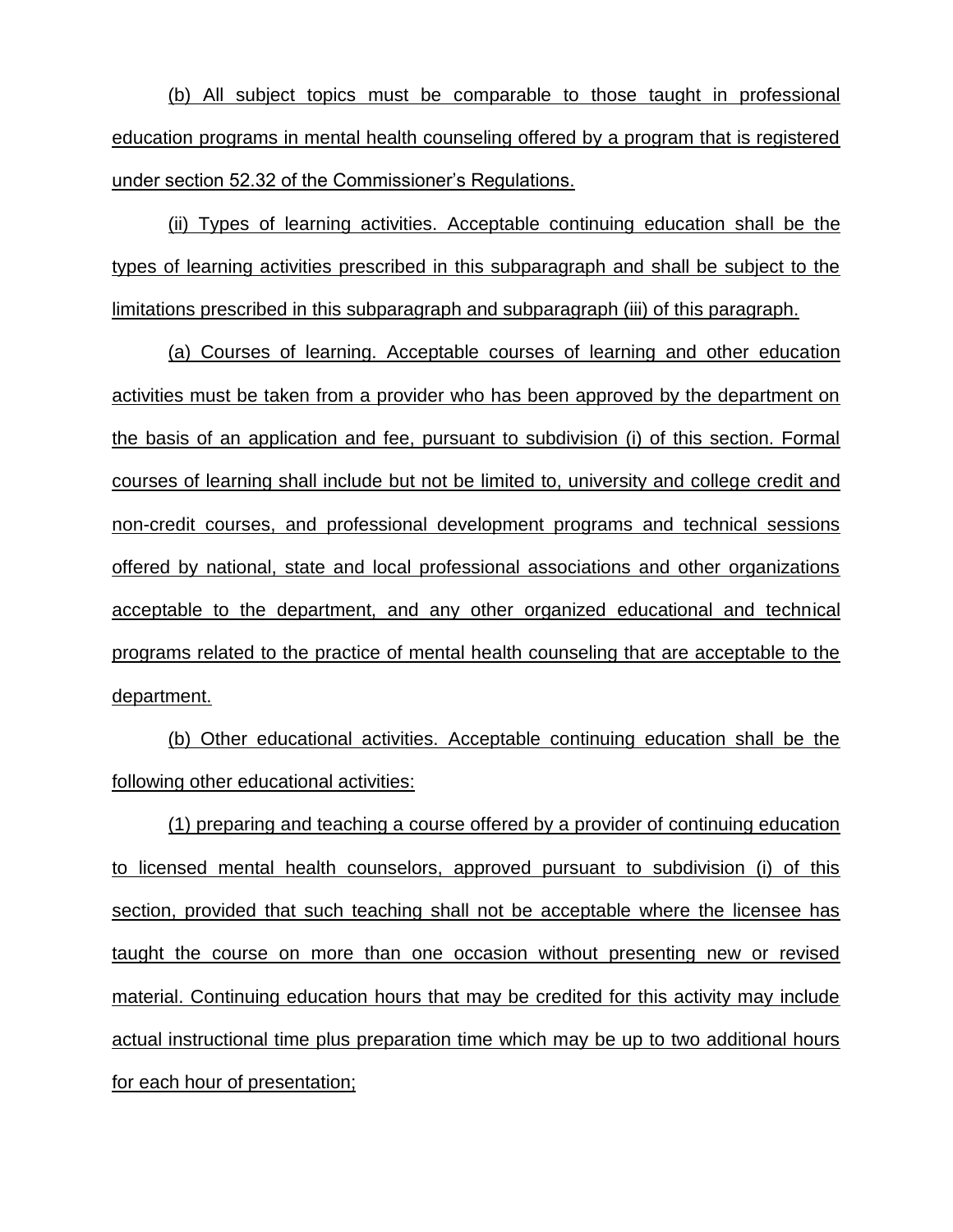(b) All subject topics must be comparable to those taught in professional education programs in mental health counseling offered by a program that is registered under section 52.32 of the Commissioner's Regulations.

(ii) Types of learning activities. Acceptable continuing education shall be the types of learning activities prescribed in this subparagraph and shall be subject to the limitations prescribed in this subparagraph and subparagraph (iii) of this paragraph.

(a) Courses of learning. Acceptable courses of learning and other education activities must be taken from a provider who has been approved by the department on the basis of an application and fee, pursuant to subdivision (i) of this section. Formal courses of learning shall include but not be limited to, university and college credit and non-credit courses, and professional development programs and technical sessions offered by national, state and local professional associations and other organizations acceptable to the department, and any other organized educational and technical programs related to the practice of mental health counseling that are acceptable to the department.

(b) Other educational activities. Acceptable continuing education shall be the following other educational activities:

(1) preparing and teaching a course offered by a provider of continuing education to licensed mental health counselors, approved pursuant to subdivision (i) of this section, provided that such teaching shall not be acceptable where the licensee has taught the course on more than one occasion without presenting new or revised material. Continuing education hours that may be credited for this activity may include actual instructional time plus preparation time which may be up to two additional hours for each hour of presentation;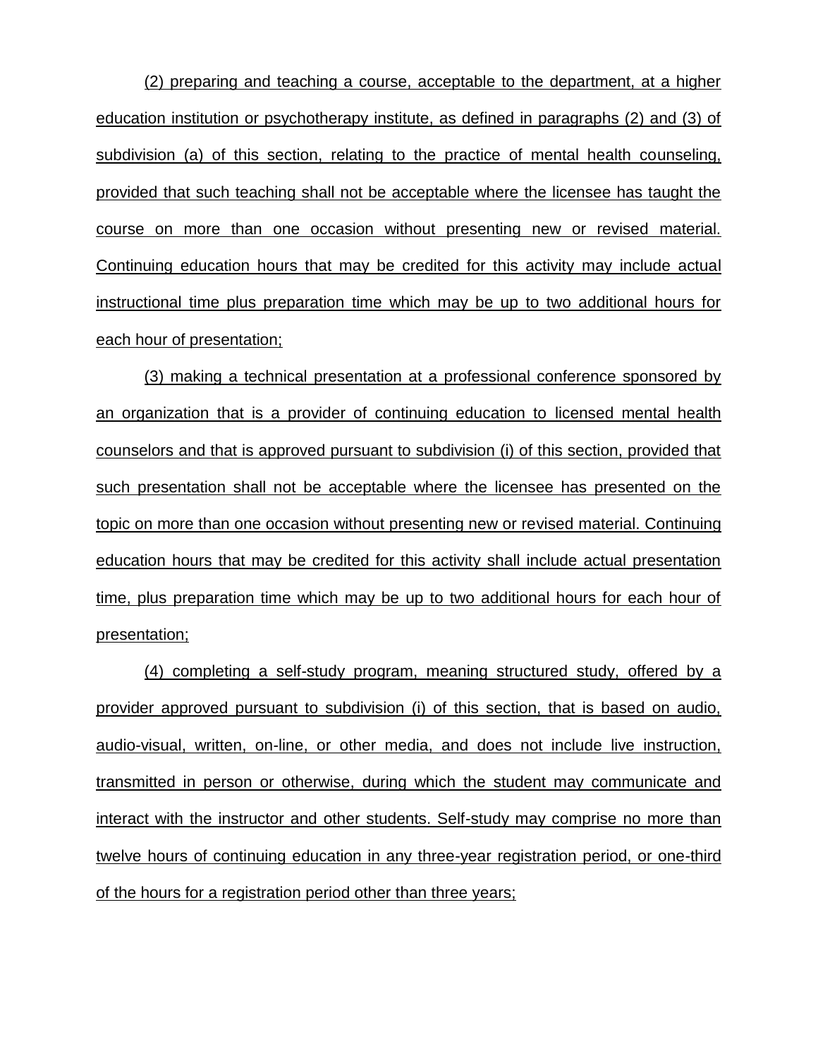(2) preparing and teaching a course, acceptable to the department, at a higher education institution or psychotherapy institute, as defined in paragraphs (2) and (3) of subdivision (a) of this section, relating to the practice of mental health counseling, provided that such teaching shall not be acceptable where the licensee has taught the course on more than one occasion without presenting new or revised material. Continuing education hours that may be credited for this activity may include actual instructional time plus preparation time which may be up to two additional hours for each hour of presentation;

(3) making a technical presentation at a professional conference sponsored by an organization that is a provider of continuing education to licensed mental health counselors and that is approved pursuant to subdivision (i) of this section, provided that such presentation shall not be acceptable where the licensee has presented on the topic on more than one occasion without presenting new or revised material. Continuing education hours that may be credited for this activity shall include actual presentation time, plus preparation time which may be up to two additional hours for each hour of presentation;

(4) completing a self-study program, meaning structured study, offered by a provider approved pursuant to subdivision (i) of this section, that is based on audio, audio-visual, written, on-line, or other media, and does not include live instruction, transmitted in person or otherwise, during which the student may communicate and interact with the instructor and other students. Self-study may comprise no more than twelve hours of continuing education in any three-year registration period, or one-third of the hours for a registration period other than three years;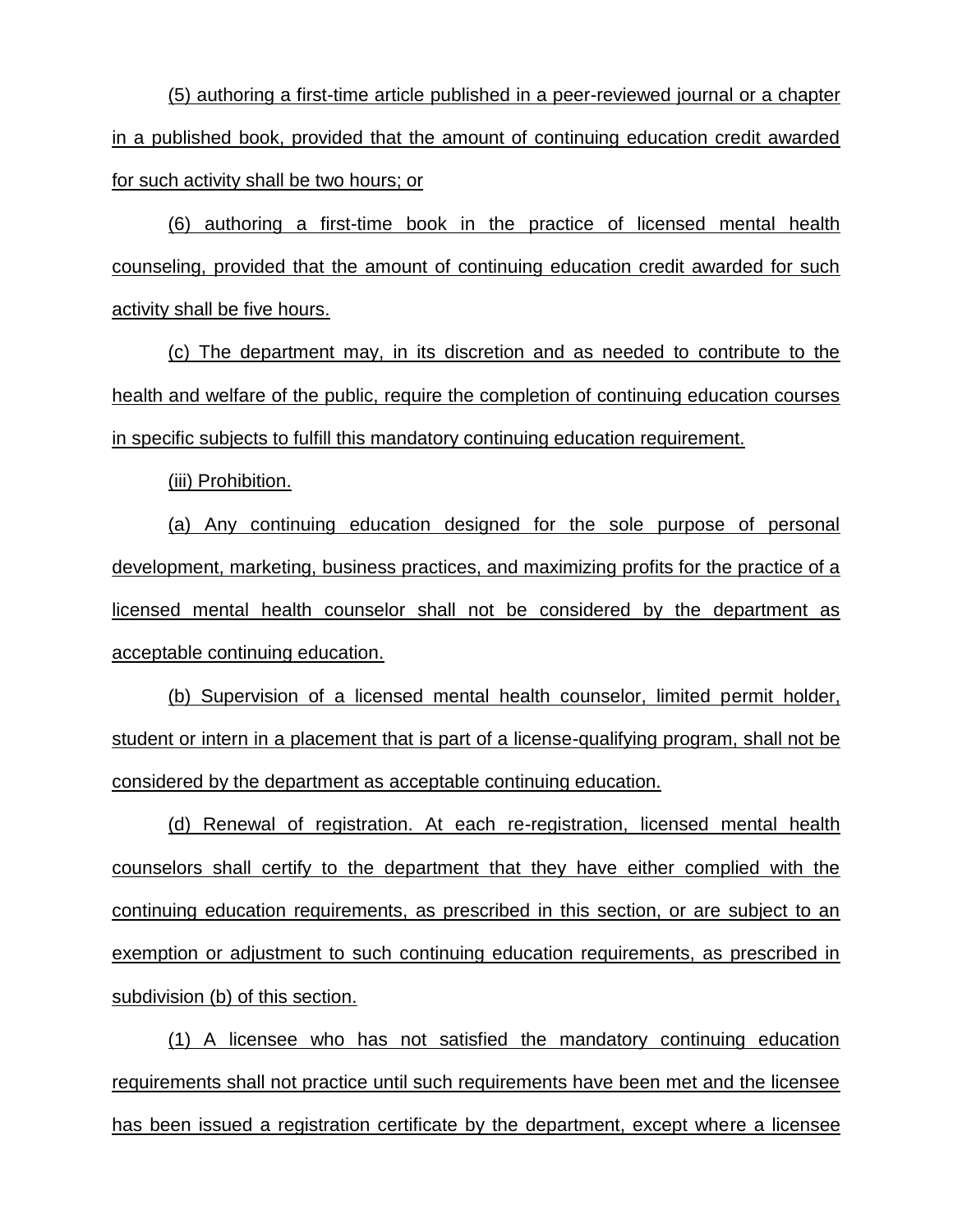(5) authoring a first-time article published in a peer-reviewed journal or a chapter in a published book, provided that the amount of continuing education credit awarded for such activity shall be two hours; or

(6) authoring a first-time book in the practice of licensed mental health counseling, provided that the amount of continuing education credit awarded for such activity shall be five hours.

(c) The department may, in its discretion and as needed to contribute to the health and welfare of the public, require the completion of continuing education courses in specific subjects to fulfill this mandatory continuing education requirement.

(iii) Prohibition.

(a) Any continuing education designed for the sole purpose of personal development, marketing, business practices, and maximizing profits for the practice of a licensed mental health counselor shall not be considered by the department as acceptable continuing education.

(b) Supervision of a licensed mental health counselor, limited permit holder, student or intern in a placement that is part of a license-qualifying program, shall not be considered by the department as acceptable continuing education.

(d) Renewal of registration. At each re-registration, licensed mental health counselors shall certify to the department that they have either complied with the continuing education requirements, as prescribed in this section, or are subject to an exemption or adjustment to such continuing education requirements, as prescribed in subdivision (b) of this section.

(1) A licensee who has not satisfied the mandatory continuing education requirements shall not practice until such requirements have been met and the licensee has been issued a registration certificate by the department, except where a licensee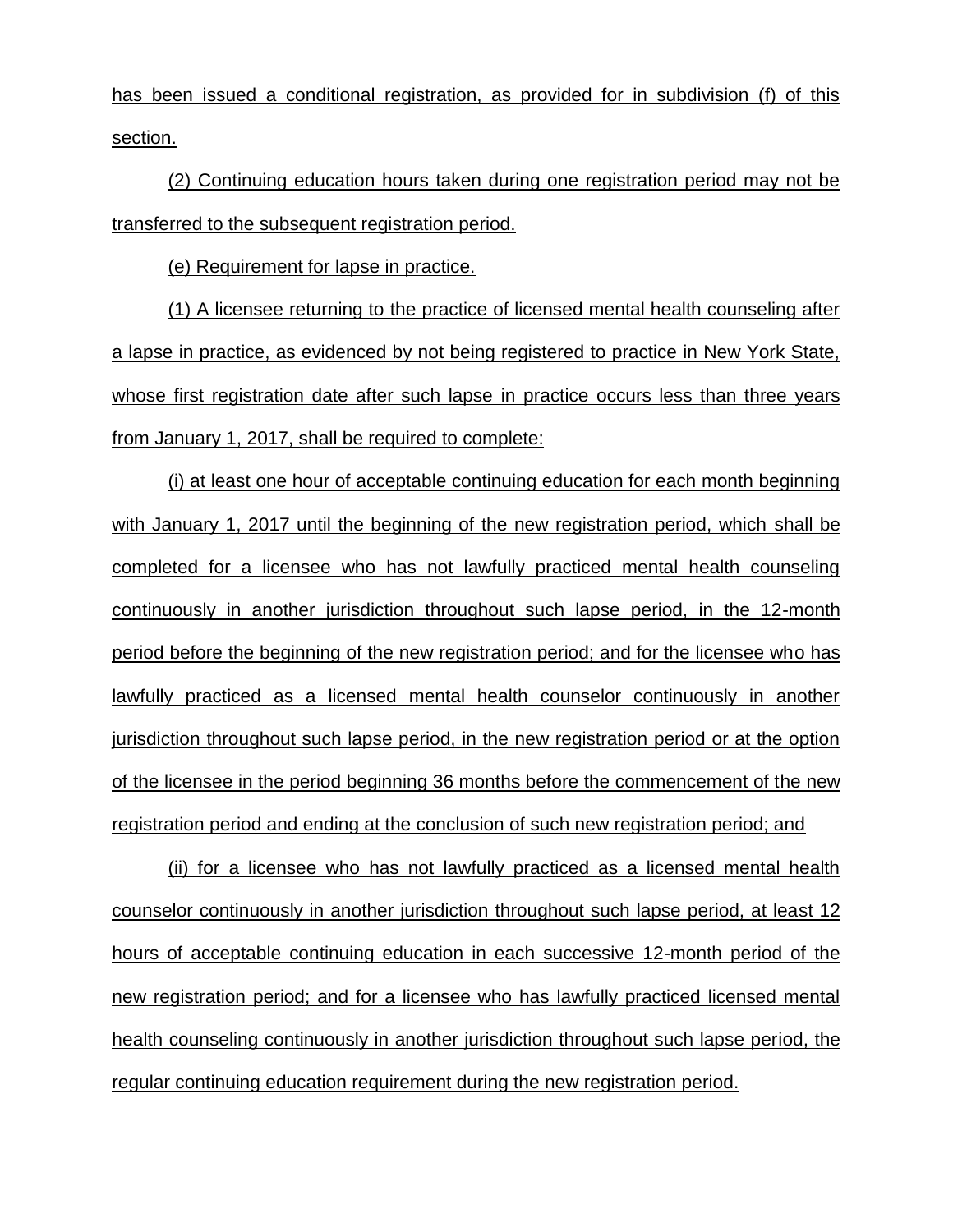has been issued a conditional registration, as provided for in subdivision (f) of this section.

(2) Continuing education hours taken during one registration period may not be transferred to the subsequent registration period.

(e) Requirement for lapse in practice.

(1) A licensee returning to the practice of licensed mental health counseling after a lapse in practice, as evidenced by not being registered to practice in New York State, whose first registration date after such lapse in practice occurs less than three years from January 1, 2017, shall be required to complete:

(i) at least one hour of acceptable continuing education for each month beginning with January 1, 2017 until the beginning of the new registration period, which shall be completed for a licensee who has not lawfully practiced mental health counseling continuously in another jurisdiction throughout such lapse period, in the 12-month period before the beginning of the new registration period; and for the licensee who has lawfully practiced as a licensed mental health counselor continuously in another jurisdiction throughout such lapse period, in the new registration period or at the option of the licensee in the period beginning 36 months before the commencement of the new registration period and ending at the conclusion of such new registration period; and

(ii) for a licensee who has not lawfully practiced as a licensed mental health counselor continuously in another jurisdiction throughout such lapse period, at least 12 hours of acceptable continuing education in each successive 12-month period of the new registration period; and for a licensee who has lawfully practiced licensed mental health counseling continuously in another jurisdiction throughout such lapse period, the regular continuing education requirement during the new registration period.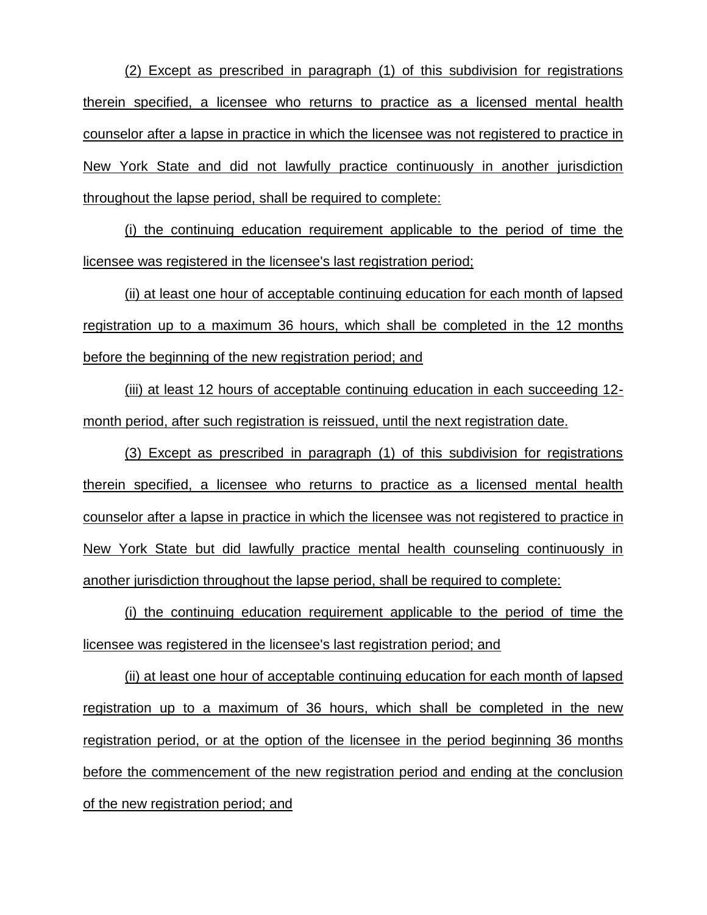(2) Except as prescribed in paragraph (1) of this subdivision for registrations therein specified, a licensee who returns to practice as a licensed mental health counselor after a lapse in practice in which the licensee was not registered to practice in New York State and did not lawfully practice continuously in another jurisdiction throughout the lapse period, shall be required to complete:

(i) the continuing education requirement applicable to the period of time the licensee was registered in the licensee's last registration period;

(ii) at least one hour of acceptable continuing education for each month of lapsed registration up to a maximum 36 hours, which shall be completed in the 12 months before the beginning of the new registration period; and

(iii) at least 12 hours of acceptable continuing education in each succeeding 12-month period, after such registration is reissued, until the next registration date.

(3) Except as prescribed in paragraph (1) of this subdivision for registrations therein specified, a licensee who returns to practice as a licensed mental health counselor after a lapse in practice in which the licensee was not registered to practice in New York State but did lawfully practice mental health counseling continuously in another jurisdiction throughout the lapse period, shall be required to complete:

(i) the continuing education requirement applicable to the period of time the licensee was registered in the licensee's last registration period; and

(ii) at least one hour of acceptable continuing education for each month of lapsed registration up to a maximum of 36 hours, which shall be completed in the new registration period, or at the option of the licensee in the period beginning 36 months before the commencement of the new registration period and ending at the conclusion of the new registration period; and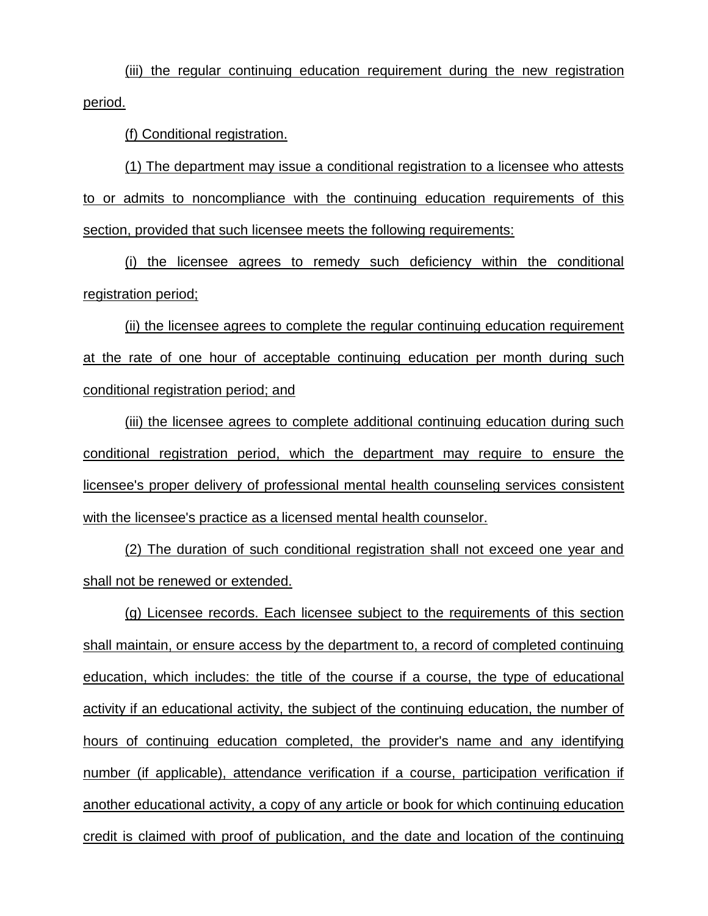(iii) the regular continuing education requirement during the new registration period.

(f) Conditional registration.

(1) The department may issue a conditional registration to a licensee who attests to or admits to noncompliance with the continuing education requirements of this section, provided that such licensee meets the following requirements:

(i) the licensee agrees to remedy such deficiency within the conditional registration period;

(ii) the licensee agrees to complete the regular continuing education requirement at the rate of one hour of acceptable continuing education per month during such conditional registration period; and

(iii) the licensee agrees to complete additional continuing education during such conditional registration period, which the department may require to ensure the licensee's proper delivery of professional mental health counseling services consistent with the licensee's practice as a licensed mental health counselor.

(2) The duration of such conditional registration shall not exceed one year and shall not be renewed or extended.

(g) Licensee records. Each licensee subject to the requirements of this section shall maintain, or ensure access by the department to, a record of completed continuing education, which includes: the title of the course if a course, the type of educational activity if an educational activity, the subject of the continuing education, the number of hours of continuing education completed, the provider's name and any identifying number (if applicable), attendance verification if a course, participation verification if another educational activity, a copy of any article or book for which continuing education credit is claimed with proof of publication, and the date and location of the continuing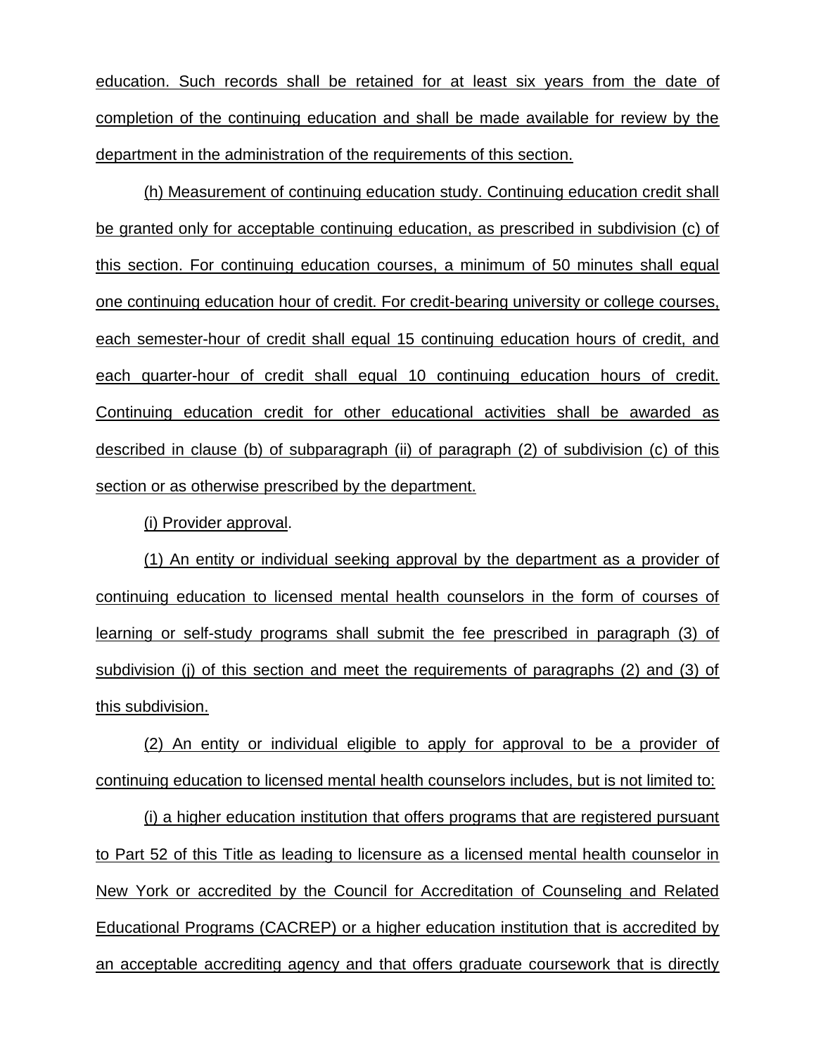education. Such records shall be retained for at least six years from the date of completion of the continuing education and shall be made available for review by the department in the administration of the requirements of this section.

(h) Measurement of continuing education study. Continuing education credit shall be granted only for acceptable continuing education, as prescribed in subdivision (c) of this section. For continuing education courses, a minimum of 50 minutes shall equal one continuing education hour of credit. For credit-bearing university or college courses, each semester-hour of credit shall equal 15 continuing education hours of credit, and each quarter-hour of credit shall equal 10 continuing education hours of credit. Continuing education credit for other educational activities shall be awarded as described in clause (b) of subparagraph (ii) of paragraph (2) of subdivision (c) of this section or as otherwise prescribed by the department.

(i) Provider approval.

(1) An entity or individual seeking approval by the department as a provider of continuing education to licensed mental health counselors in the form of courses of learning or self-study programs shall submit the fee prescribed in paragraph (3) of subdivision (j) of this section and meet the requirements of paragraphs (2) and (3) of this subdivision.

(2) An entity or individual eligible to apply for approval to be a provider of continuing education to licensed mental health counselors includes, but is not limited to:

(i) a higher education institution that offers programs that are registered pursuant to Part 52 of this Title as leading to licensure as a licensed mental health counselor in New York or accredited by the Council for Accreditation of Counseling and Related Educational Programs (CACREP) or a higher education institution that is accredited by an acceptable accrediting agency and that offers graduate coursework that is directly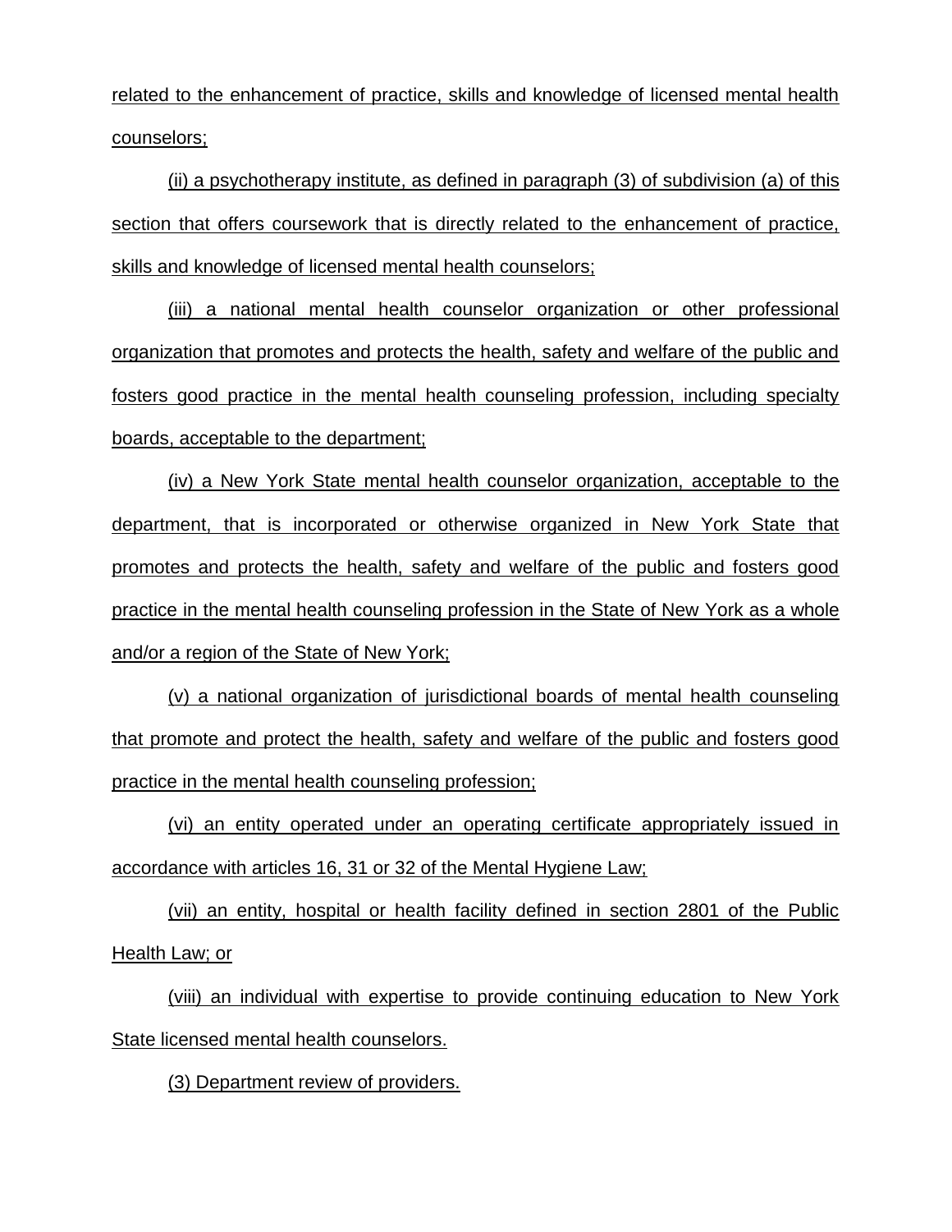related to the enhancement of practice, skills and knowledge of licensed mental health counselors;

(ii) a psychotherapy institute, as defined in paragraph (3) of subdivision (a) of this section that offers coursework that is directly related to the enhancement of practice, skills and knowledge of licensed mental health counselors;

(iii) a national mental health counselor organization or other professional organization that promotes and protects the health, safety and welfare of the public and fosters good practice in the mental health counseling profession, including specialty boards, acceptable to the department;

(iv) a New York State mental health counselor organization, acceptable to the department, that is incorporated or otherwise organized in New York State that promotes and protects the health, safety and welfare of the public and fosters good practice in the mental health counseling profession in the State of New York as a whole and/or a region of the State of New York;

(v) a national organization of jurisdictional boards of mental health counseling that promote and protect the health, safety and welfare of the public and fosters good practice in the mental health counseling profession;

(vi) an entity operated under an operating certificate appropriately issued in accordance with articles 16, 31 or 32 of the Mental Hygiene Law;

(vii) an entity, hospital or health facility defined in section 2801 of the Public Health Law; or

(viii) an individual with expertise to provide continuing education to New York State licensed mental health counselors.

(3) Department review of providers.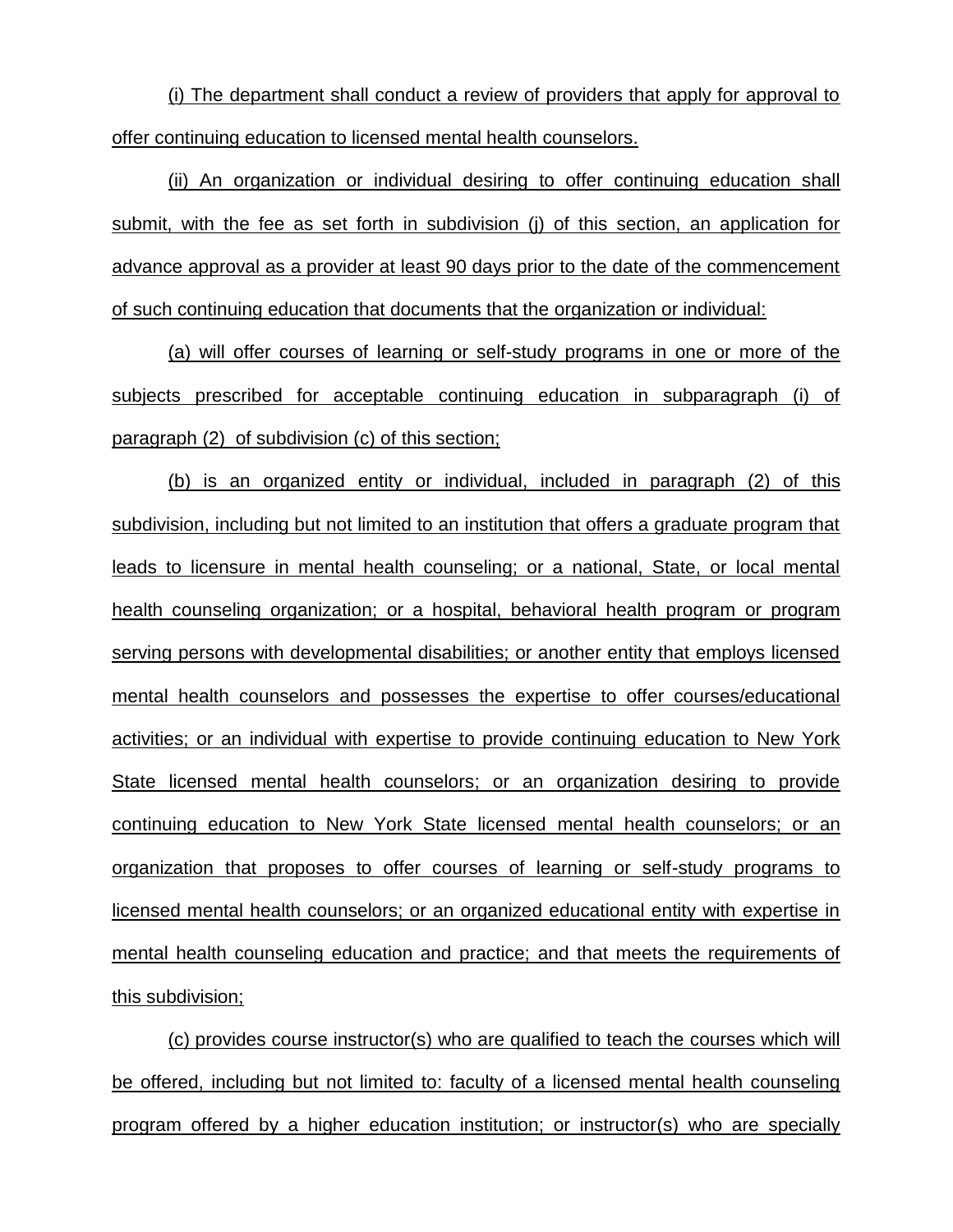(i) The department shall conduct a review of providers that apply for approval to offer continuing education to licensed mental health counselors.

(ii) An organization or individual desiring to offer continuing education shall submit, with the fee as set forth in subdivision (j) of this section, an application for advance approval as a provider at least 90 days prior to the date of the commencement of such continuing education that documents that the organization or individual:

(a) will offer courses of learning or self-study programs in one or more of the subjects prescribed for acceptable continuing education in subparagraph (i) of paragraph (2) of subdivision (c) of this section;

(b) is an organized entity or individual, included in paragraph (2) of this subdivision, including but not limited to an institution that offers a graduate program that leads to licensure in mental health counseling; or a national, State, or local mental health counseling organization; or a hospital, behavioral health program or program serving persons with developmental disabilities; or another entity that employs licensed mental health counselors and possesses the expertise to offer courses/educational activities; or an individual with expertise to provide continuing education to New York State licensed mental health counselors; or an organization desiring to provide continuing education to New York State licensed mental health counselors; or an organization that proposes to offer courses of learning or self-study programs to licensed mental health counselors; or an organized educational entity with expertise in mental health counseling education and practice; and that meets the requirements of this subdivision;

(c) provides course instructor(s) who are qualified to teach the courses which will be offered, including but not limited to: faculty of a licensed mental health counseling program offered by a higher education institution; or instructor(s) who are specially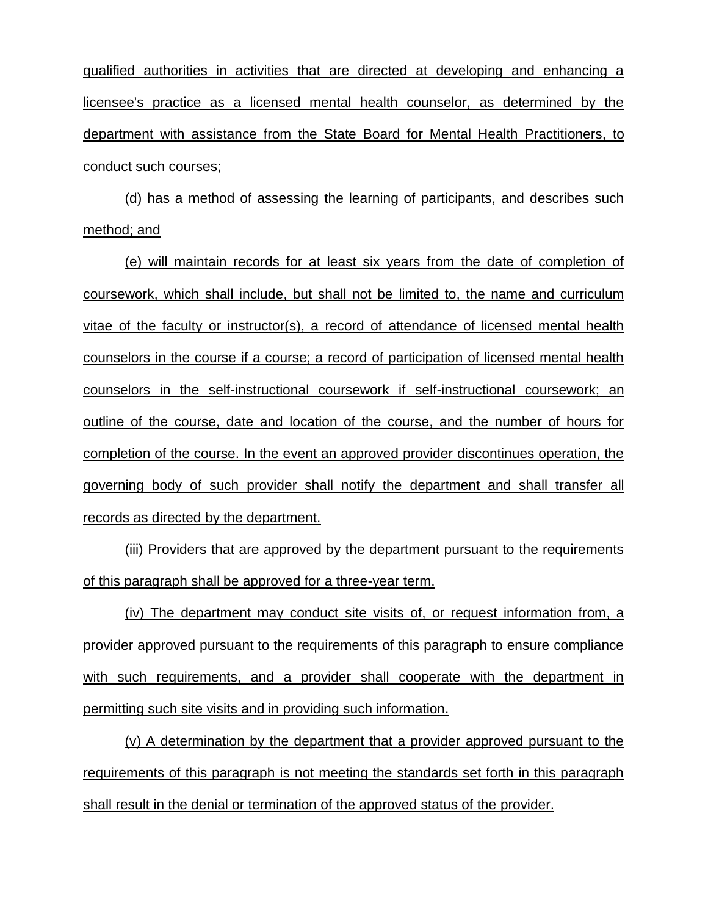qualified authorities in activities that are directed at developing and enhancing a licensee's practice as a licensed mental health counselor, as determined by the department with assistance from the State Board for Mental Health Practitioners, to conduct such courses;

(d) has a method of assessing the learning of participants, and describes such method; and

(e) will maintain records for at least six years from the date of completion of coursework, which shall include, but shall not be limited to, the name and curriculum vitae of the faculty or instructor(s), a record of attendance of licensed mental health counselors in the course if a course; a record of participation of licensed mental health counselors in the self-instructional coursework if self-instructional coursework; an outline of the course, date and location of the course, and the number of hours for completion of the course. In the event an approved provider discontinues operation, the governing body of such provider shall notify the department and shall transfer all records as directed by the department.

(iii) Providers that are approved by the department pursuant to the requirements of this paragraph shall be approved for a three-year term.

(iv) The department may conduct site visits of, or request information from, a provider approved pursuant to the requirements of this paragraph to ensure compliance with such requirements, and a provider shall cooperate with the department in permitting such site visits and in providing such information.

(v) A determination by the department that a provider approved pursuant to the requirements of this paragraph is not meeting the standards set forth in this paragraph shall result in the denial or termination of the approved status of the provider.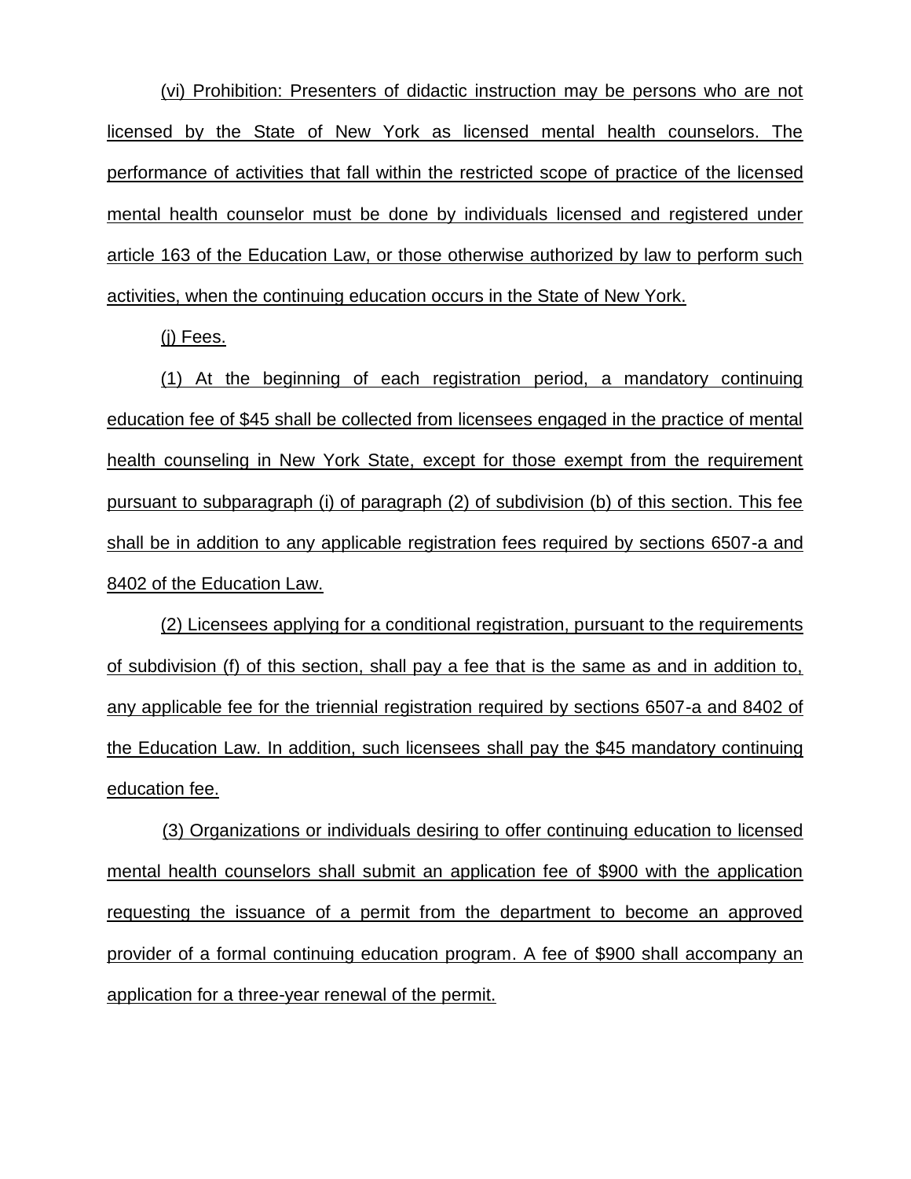(vi) Prohibition: Presenters of didactic instruction may be persons who are not licensed by the State of New York as licensed mental health counselors. The performance of activities that fall within the restricted scope of practice of the licensed mental health counselor must be done by individuals licensed and registered under article 163 of the Education Law, or those otherwise authorized by law to perform such activities, when the continuing education occurs in the State of New York.

(j) Fees.

(1) At the beginning of each registration period, a mandatory continuing education fee of $45 shall be collected from licensees engaged in the practice of mental health counseling in New York State, except for those exempt from the requirement pursuant to subparagraph (i) of paragraph (2) of subdivision (b) of this section. This fee shall be in addition to any applicable registration fees required by sections 6507-a and 8402 of the Education Law.

(2) Licensees applying for a conditional registration, pursuant to the requirements of subdivision (f) of this section, shall pay a fee that is the same as and in addition to, any applicable fee for the triennial registration required by sections 6507-a and 8402 of the Education Law. In addition, such licensees shall pay the $45 mandatory continuing education fee.

(3) Organizations or individuals desiring to offer continuing education to licensed mental health counselors shall submit an application fee of $900 with the application requesting the issuance of a permit from the department to become an approved provider of a formal continuing education program. A fee of $900 shall accompany an application for a three-year renewal of the permit.